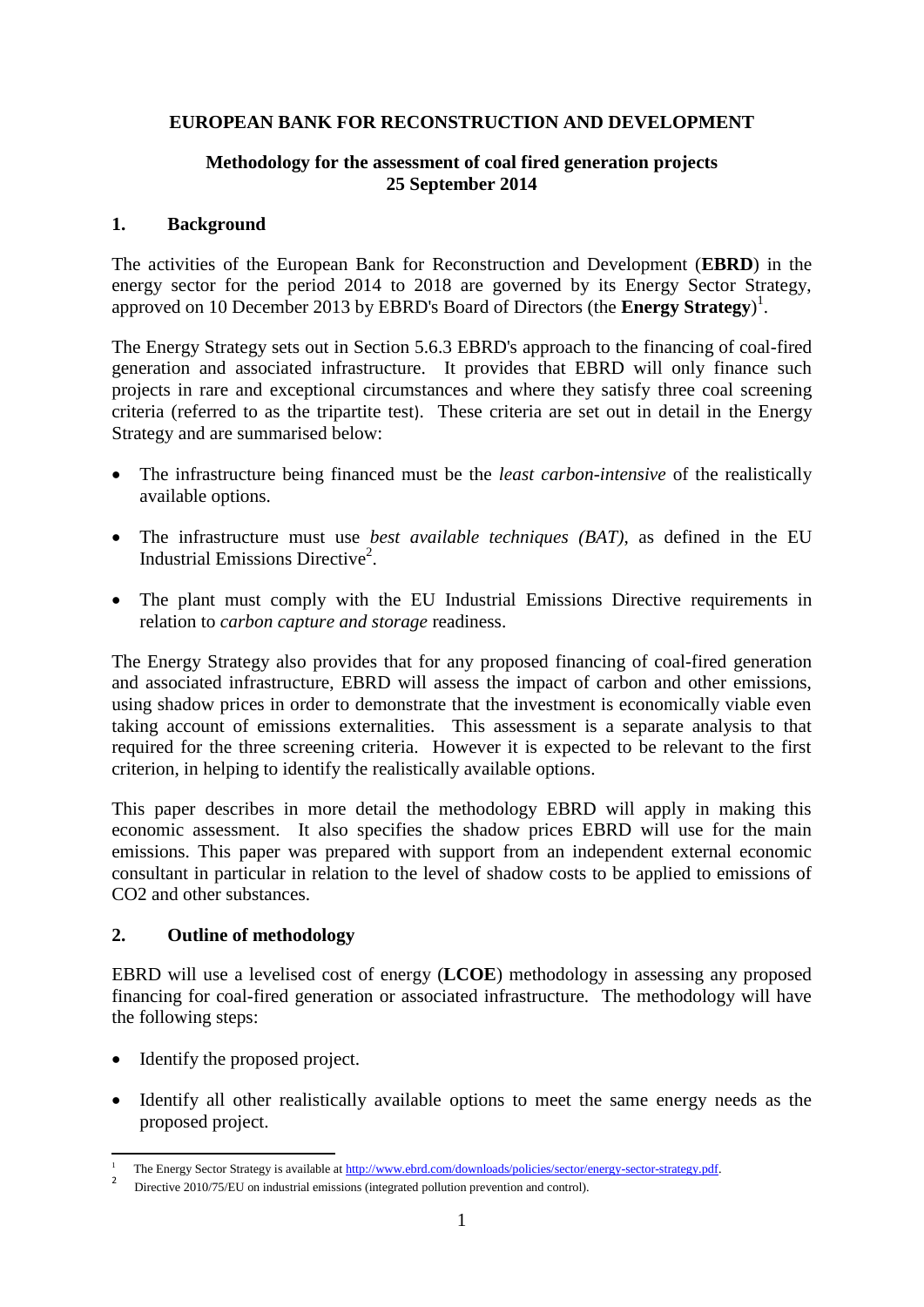**EUROPEAN BANK FOR RECONSTRUCTION AND DEVELOPMENT**

**Methodology for the assessment of coal fired generation projects**
**25 September 2014**

## 1. Background

The activities of the European Bank for Reconstruction and Development (**EBRD**) in the energy sector for the period 2014 to 2018 are governed by its Energy Sector Strategy, approved on 10 December 2013 by EBRD's Board of Directors (the **Energy Strategy**)[1].

The Energy Strategy sets out in Section 5.6.3 EBRD's approach to the financing of coal-fired generation and associated infrastructure. It provides that EBRD will only finance such projects in rare and exceptional circumstances and where they satisfy three coal screening criteria (referred to as the tripartite test). These criteria are set out in detail in the Energy Strategy and are summarised below:

- The infrastructure being financed must be the *least carbon-intensive* of the realistically available options.
- The infrastructure must use *best available techniques (BAT)*, as defined in the EU Industrial Emissions Directive[2].
- The plant must comply with the EU Industrial Emissions Directive requirements in relation to *carbon capture and storage* readiness.

The Energy Strategy also provides that for any proposed financing of coal-fired generation and associated infrastructure, EBRD will assess the impact of carbon and other emissions, using shadow prices in order to demonstrate that the investment is economically viable even taking account of emissions externalities. This assessment is a separate analysis to that required for the three screening criteria. However it is expected to be relevant to the first criterion, in helping to identify the realistically available options.

This paper describes in more detail the methodology EBRD will apply in making this economic assessment. It also specifies the shadow prices EBRD will use for the main emissions. This paper was prepared with support from an independent external economic consultant in particular in relation to the level of shadow costs to be applied to emissions of $CO_2$ and other substances.

## 2. Outline of methodology

EBRD will use a levelised cost of energy (**LCOE**) methodology in assessing any proposed financing for coal-fired generation or associated infrastructure. The methodology will have the following steps:

- Identify the proposed project.
- Identify all other realistically available options to meet the same energy needs as the proposed project.

---

[1] The Energy Sector Strategy is available at http://www.ebrd.com/downloads/policies/sector/energy-sector-strategy.pdf.

[2] Directive 2010/75/EU on industrial emissions (integrated pollution prevention and control).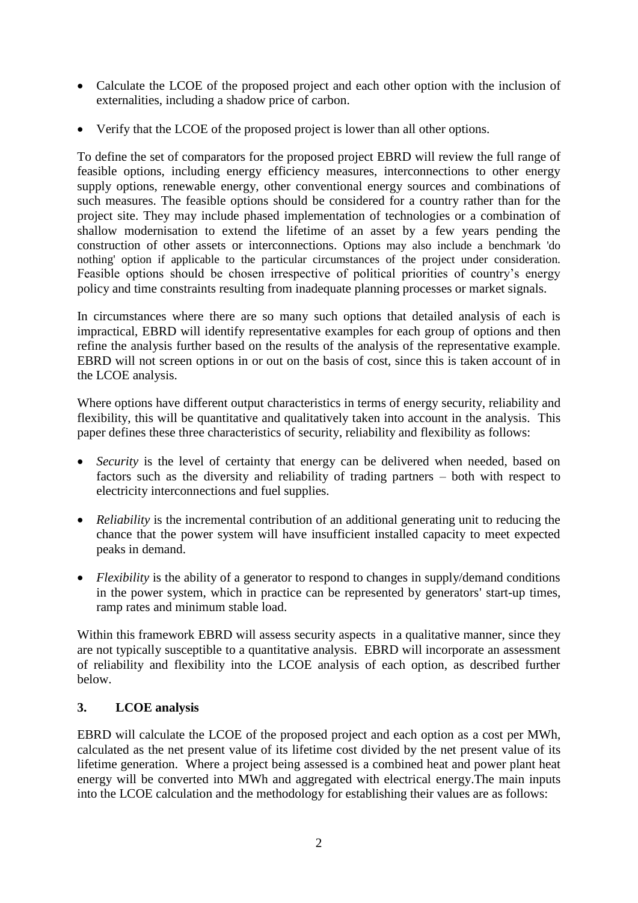- Calculate the LCOE of the proposed project and each other option with the inclusion of externalities, including a shadow price of carbon.
- Verify that the LCOE of the proposed project is lower than all other options.

To define the set of comparators for the proposed project EBRD will review the full range of feasible options, including energy efficiency measures, interconnections to other energy supply options, renewable energy, other conventional energy sources and combinations of such measures. The feasible options should be considered for a country rather than for the project site. They may include phased implementation of technologies or a combination of shallow modernisation to extend the lifetime of an asset by a few years pending the construction of other assets or interconnections. Options may also include a benchmark 'do nothing' option if applicable to the particular circumstances of the project under consideration. Feasible options should be chosen irrespective of political priorities of country's energy policy and time constraints resulting from inadequate planning processes or market signals.

In circumstances where there are so many such options that detailed analysis of each is impractical, EBRD will identify representative examples for each group of options and then refine the analysis further based on the results of the analysis of the representative example. EBRD will not screen options in or out on the basis of cost, since this is taken account of in the LCOE analysis.

Where options have different output characteristics in terms of energy security, reliability and flexibility, this will be quantitative and qualitatively taken into account in the analysis. This paper defines these three characteristics of security, reliability and flexibility as follows:

- *Security* is the level of certainty that energy can be delivered when needed, based on factors such as the diversity and reliability of trading partners – both with respect to electricity interconnections and fuel supplies.
- *Reliability* is the incremental contribution of an additional generating unit to reducing the chance that the power system will have insufficient installed capacity to meet expected peaks in demand.
- *Flexibility* is the ability of a generator to respond to changes in supply/demand conditions in the power system, which in practice can be represented by generators' start-up times, ramp rates and minimum stable load.

Within this framework EBRD will assess security aspects in a qualitative manner, since they are not typically susceptible to a quantitative analysis. EBRD will incorporate an assessment of reliability and flexibility into the LCOE analysis of each option, as described further below.

## 3. LCOE analysis

EBRD will calculate the LCOE of the proposed project and each option as a cost per MWh, calculated as the net present value of its lifetime cost divided by the net present value of its lifetime generation. Where a project being assessed is a combined heat and power plant heat energy will be converted into MWh and aggregated with electrical energy.The main inputs into the LCOE calculation and the methodology for establishing their values are as follows: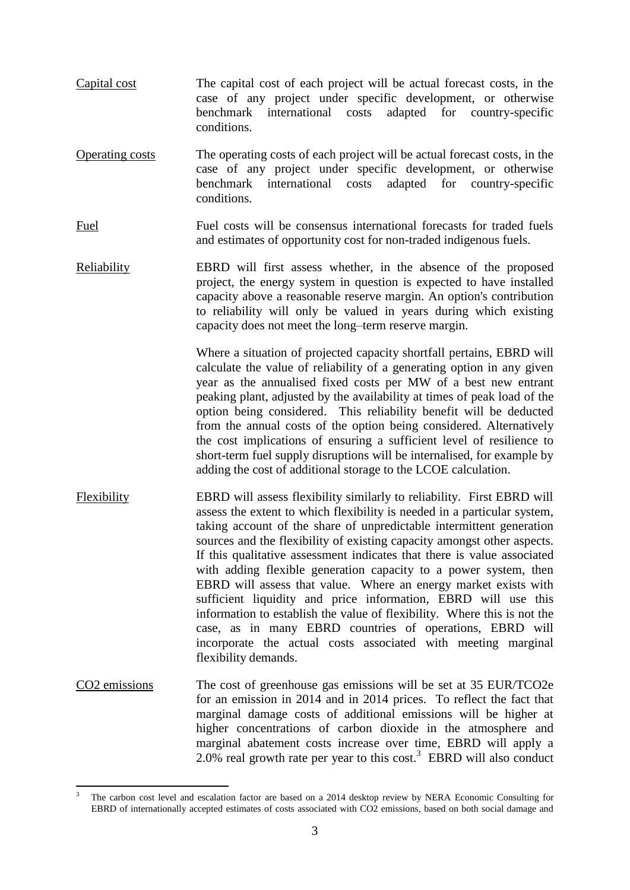<u>Capital cost</u>

The capital cost of each project will be actual forecast costs, in the case of any project under specific development, or otherwise benchmark international costs adapted for country-specific conditions.

<u>Operating costs</u>

The operating costs of each project will be actual forecast costs, in the case of any project under specific development, or otherwise benchmark international costs adapted for country-specific conditions.

<u>Fuel</u>

Fuel costs will be consensus international forecasts for traded fuels and estimates of opportunity cost for non-traded indigenous fuels.

<u>Reliability</u>

EBRD will first assess whether, in the absence of the proposed project, the energy system in question is expected to have installed capacity above a reasonable reserve margin. An option's contribution to reliability will only be valued in years during which existing capacity does not meet the long–term reserve margin.

Where a situation of projected capacity shortfall pertains, EBRD will calculate the value of reliability of a generating option in any given year as the annualised fixed costs per MW of a best new entrant peaking plant, adjusted by the availability at times of peak load of the option being considered. This reliability benefit will be deducted from the annual costs of the option being considered. Alternatively the cost implications of ensuring a sufficient level of resilience to short-term fuel supply disruptions will be internalised, for example by adding the cost of additional storage to the LCOE calculation.

<u>Flexibility</u>

EBRD will assess flexibility similarly to reliability. First EBRD will assess the extent to which flexibility is needed in a particular system, taking account of the share of unpredictable intermittent generation sources and the flexibility of existing capacity amongst other aspects. If this qualitative assessment indicates that there is value associated with adding flexible generation capacity to a power system, then EBRD will assess that value. Where an energy market exists with sufficient liquidity and price information, EBRD will use this information to establish the value of flexibility. Where this is not the case, as in many EBRD countries of operations, EBRD will incorporate the actual costs associated with meeting marginal flexibility demands.

<u>CO2 emissions</u>

The cost of greenhouse gas emissions will be set at 35 EUR/TCO2e for an emission in 2014 and in 2014 prices. To reflect the fact that marginal damage costs of additional emissions will be higher at higher concentrations of carbon dioxide in the atmosphere and marginal abatement costs increase over time, EBRD will apply a 2.0% real growth rate per year to this cost.[3] EBRD will also conduct

---

[3] The carbon cost level and escalation factor are based on a 2014 desktop review by NERA Economic Consulting for EBRD of internationally accepted estimates of costs associated with CO2 emissions, based on both social damage and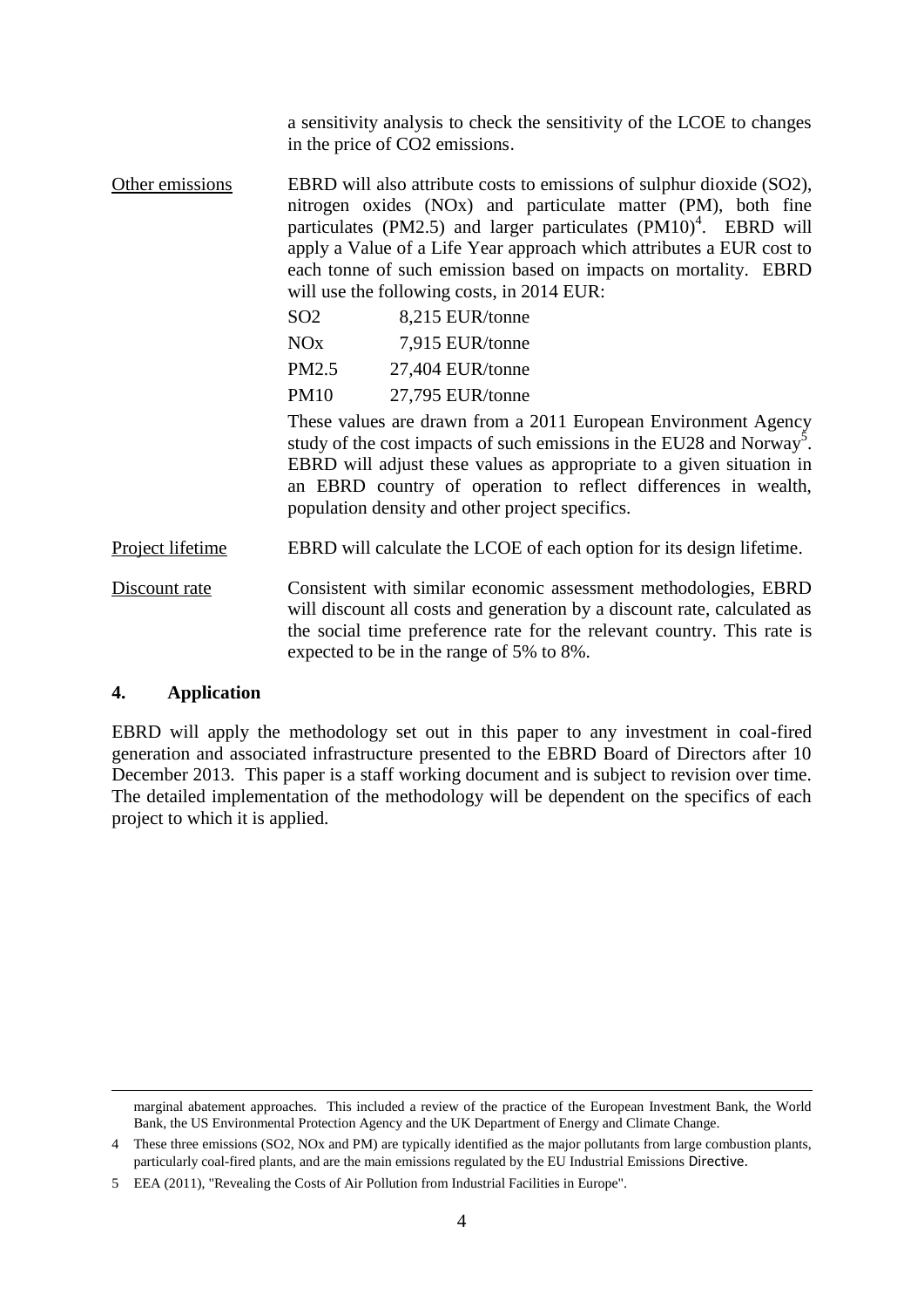a sensitivity analysis to check the sensitivity of the LCOE to changes in the price of CO2 emissions.

Other emissions

EBRD will also attribute costs to emissions of sulphur dioxide (SO2), nitrogen oxides (NOx) and particulate matter (PM), both fine particulates (PM2.5) and larger particulates (PM10)[4]. EBRD will apply a Value of a Life Year approach which attributes a EUR cost to each tonne of such emission based on impacts on mortality. EBRD will use the following costs, in 2014 EUR:

| | |
|---|---|
| SO2 | 8,215 EUR/tonne |
| NOx | 7,915 EUR/tonne |
| PM2.5 | 27,404 EUR/tonne |
| PM10 | 27,795 EUR/tonne |

These values are drawn from a 2011 European Environment Agency study of the cost impacts of such emissions in the EU28 and Norway[5]. EBRD will adjust these values as appropriate to a given situation in an EBRD country of operation to reflect differences in wealth, population density and other project specifics.

Project lifetime

EBRD will calculate the LCOE of each option for its design lifetime.

Discount rate

Consistent with similar economic assessment methodologies, EBRD will discount all costs and generation by a discount rate, calculated as the social time preference rate for the relevant country. This rate is expected to be in the range of 5% to 8%.

## 4. Application

EBRD will apply the methodology set out in this paper to any investment in coal-fired generation and associated infrastructure presented to the EBRD Board of Directors after 10 December 2013. This paper is a staff working document and is subject to revision over time. The detailed implementation of the methodology will be dependent on the specifics of each project to which it is applied.

---

marginal abatement approaches. This included a review of the practice of the European Investment Bank, the World Bank, the US Environmental Protection Agency and the UK Department of Energy and Climate Change.

4 These three emissions (SO2, NOx and PM) are typically identified as the major pollutants from large combustion plants, particularly coal-fired plants, and are the main emissions regulated by the EU Industrial Emissions Directive.

5 EEA (2011), "Revealing the Costs of Air Pollution from Industrial Facilities in Europe".